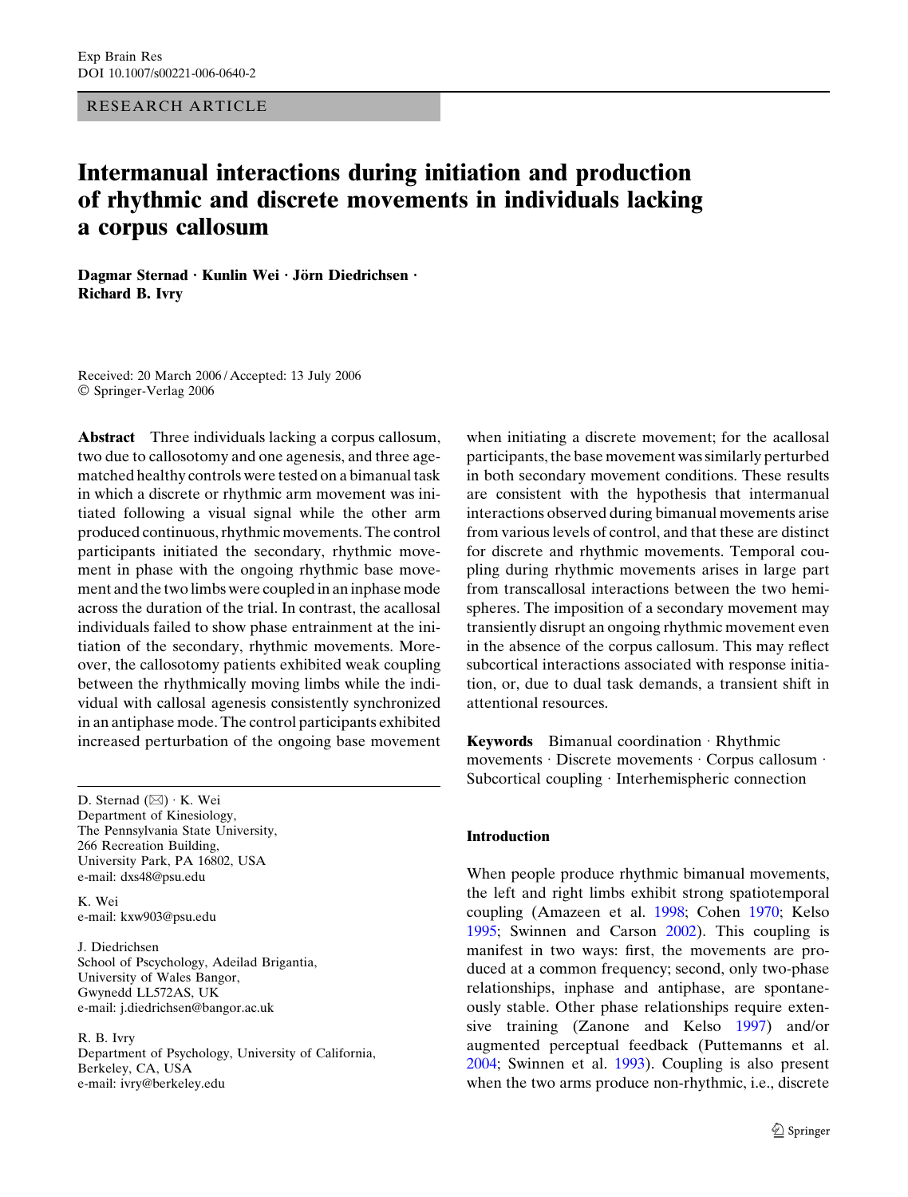RESEARCH ARTICLE

# Intermanual interactions during initiation and production of rhythmic and discrete movements in individuals lacking a corpus callosum

**Dagmar Sternad · Kunlin Wei · Jörn Diedrichsen · Richard B. Ivry**

Received: 20 March 2006 / Accepted: 13 July 2006
© Springer-Verlag 2006

**Abstract** Three individuals lacking a corpus callosum, two due to callosotomy and one agenesis, and three age-matched healthy controls were tested on a bimanual task in which a discrete or rhythmic arm movement was initiated following a visual signal while the other arm produced continuous, rhythmic movements. The control participants initiated the secondary, rhythmic movement in phase with the ongoing rhythmic base movement and the two limbs were coupled in an inphase mode across the duration of the trial. In contrast, the acallosal individuals failed to show phase entrainment at the initiation of the secondary, rhythmic movements. Moreover, the callosotomy patients exhibited weak coupling between the rhythmically moving limbs while the individual with callosal agenesis consistently synchronized in an antiphase mode. The control participants exhibited increased perturbation of the ongoing base movement when initiating a discrete movement; for the acallosal participants, the base movement was similarly perturbed in both secondary movement conditions. These results are consistent with the hypothesis that intermanual interactions observed during bimanual movements arise from various levels of control, and that these are distinct for discrete and rhythmic movements. Temporal coupling during rhythmic movements arises in large part from transcallosal interactions between the two hemispheres. The imposition of a secondary movement may transiently disrupt an ongoing rhythmic movement even in the absence of the corpus callosum. This may reflect subcortical interactions associated with response initiation, or, due to dual task demands, a transient shift in attentional resources.

**Keywords** Bimanual coordination · Rhythmic movements · Discrete movements · Corpus callosum · Subcortical coupling · Interhemispheric connection

D. Sternad (✉) · K. Wei
Department of Kinesiology,
The Pennsylvania State University,
266 Recreation Building,
University Park, PA 16802, USA
e-mail: dxs48@psu.edu

K. Wei
e-mail: kxw903@psu.edu

J. Diedrichsen
School of Pscychology, Adeilad Brigantia,
University of Wales Bangor,
Gwynedd LL572AS, UK
e-mail: j.diedrichsen@bangor.ac.uk

R. B. Ivry
Department of Psychology, University of California,
Berkeley, CA, USA
e-mail: ivry@berkeley.edu

## Introduction

When people produce rhythmic bimanual movements, the left and right limbs exhibit strong spatiotemporal coupling (Amazeen et al. 1998; Cohen 1970; Kelso 1995; Swinnen and Carson 2002). This coupling is manifest in two ways: first, the movements are produced at a common frequency; second, only two-phase relationships, inphase and antiphase, are spontaneously stable. Other phase relationships require extensive training (Zanone and Kelso 1997) and/or augmented perceptual feedback (Puttemanns et al. 2004; Swinnen et al. 1993). Coupling is also present when the two arms produce non-rhythmic, i.e., discrete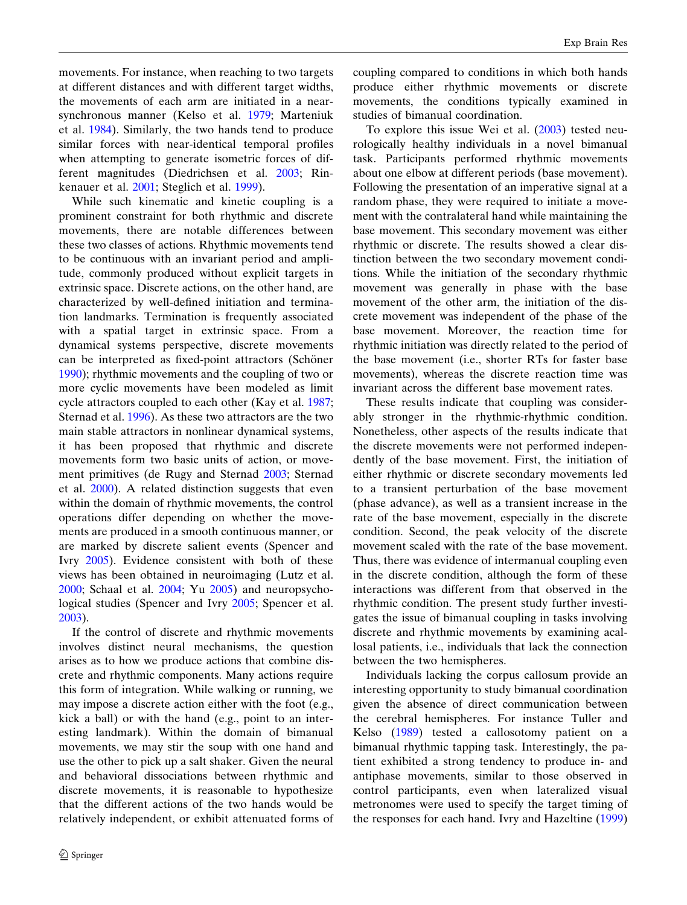movements. For instance, when reaching to two targets at different distances and with different target widths, the movements of each arm are initiated in a near-synchronous manner (Kelso et al. 1979; Marteniuk et al. 1984). Similarly, the two hands tend to produce similar forces with near-identical temporal profiles when attempting to generate isometric forces of different magnitudes (Diedrichsen et al. 2003; Rinkenauer et al. 2001; Steglich et al. 1999).

While such kinematic and kinetic coupling is a prominent constraint for both rhythmic and discrete movements, there are notable differences between these two classes of actions. Rhythmic movements tend to be continuous with an invariant period and amplitude, commonly produced without explicit targets in extrinsic space. Discrete actions, on the other hand, are characterized by well-defined initiation and termination landmarks. Termination is frequently associated with a spatial target in extrinsic space. From a dynamical systems perspective, discrete movements can be interpreted as fixed-point attractors (Schöner 1990); rhythmic movements and the coupling of two or more cyclic movements have been modeled as limit cycle attractors coupled to each other (Kay et al. 1987; Sternad et al. 1996). As these two attractors are the two main stable attractors in nonlinear dynamical systems, it has been proposed that rhythmic and discrete movements form two basic units of action, or movement primitives (de Rugy and Sternad 2003; Sternad et al. 2000). A related distinction suggests that even within the domain of rhythmic movements, the control operations differ depending on whether the movements are produced in a smooth continuous manner, or are marked by discrete salient events (Spencer and Ivry 2005). Evidence consistent with both of these views has been obtained in neuroimaging (Lutz et al. 2000; Schaal et al. 2004; Yu 2005) and neuropsychological studies (Spencer and Ivry 2005; Spencer et al. 2003).

If the control of discrete and rhythmic movements involves distinct neural mechanisms, the question arises as to how we produce actions that combine discrete and rhythmic components. Many actions require this form of integration. While walking or running, we may impose a discrete action either with the foot (e.g., kick a ball) or with the hand (e.g., point to an interesting landmark). Within the domain of bimanual movements, we may stir the soup with one hand and use the other to pick up a salt shaker. Given the neural and behavioral dissociations between rhythmic and discrete movements, it is reasonable to hypothesize that the different actions of the two hands would be relatively independent, or exhibit attenuated forms of coupling compared to conditions in which both hands produce either rhythmic movements or discrete movements, the conditions typically examined in studies of bimanual coordination.

To explore this issue Wei et al. (2003) tested neurologically healthy individuals in a novel bimanual task. Participants performed rhythmic movements about one elbow at different periods (base movement). Following the presentation of an imperative signal at a random phase, they were required to initiate a movement with the contralateral hand while maintaining the base movement. This secondary movement was either rhythmic or discrete. The results showed a clear distinction between the two secondary movement conditions. While the initiation of the secondary rhythmic movement was generally in phase with the base movement of the other arm, the initiation of the discrete movement was independent of the phase of the base movement. Moreover, the reaction time for rhythmic initiation was directly related to the period of the base movement (i.e., shorter RTs for faster base movements), whereas the discrete reaction time was invariant across the different base movement rates.

These results indicate that coupling was considerably stronger in the rhythmic-rhythmic condition. Nonetheless, other aspects of the results indicate that the discrete movements were not performed independently of the base movement. First, the initiation of either rhythmic or discrete secondary movements led to a transient perturbation of the base movement (phase advance), as well as a transient increase in the rate of the base movement, especially in the discrete condition. Second, the peak velocity of the discrete movement scaled with the rate of the base movement. Thus, there was evidence of intermanual coupling even in the discrete condition, although the form of these interactions was different from that observed in the rhythmic condition. The present study further investigates the issue of bimanual coupling in tasks involving discrete and rhythmic movements by examining acallosal patients, i.e., individuals that lack the connection between the two hemispheres.

Individuals lacking the corpus callosum provide an interesting opportunity to study bimanual coordination given the absence of direct communication between the cerebral hemispheres. For instance Tuller and Kelso (1989) tested a callosotomy patient on a bimanual rhythmic tapping task. Interestingly, the patient exhibited a strong tendency to produce in- and antiphase movements, similar to those observed in control participants, even when lateralized visual metronomes were used to specify the target timing of the responses for each hand. Ivry and Hazeltine (1999)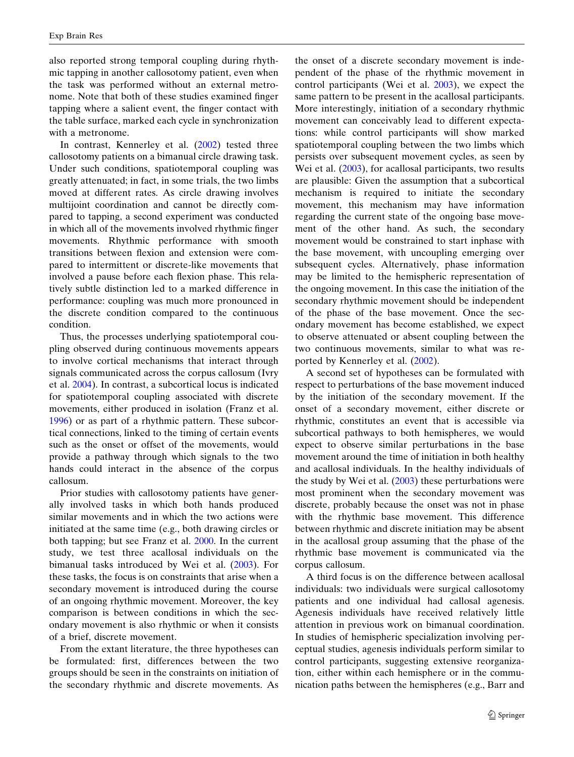also reported strong temporal coupling during rhythmic tapping in another callosotomy patient, even when the task was performed without an external metronome. Note that both of these studies examined finger tapping where a salient event, the finger contact with the table surface, marked each cycle in synchronization with a metronome.

In contrast, Kennerley et al. (2002) tested three callosotomy patients on a bimanual circle drawing task. Under such conditions, spatiotemporal coupling was greatly attenuated; in fact, in some trials, the two limbs moved at different rates. As circle drawing involves multijoint coordination and cannot be directly compared to tapping, a second experiment was conducted in which all of the movements involved rhythmic finger movements. Rhythmic performance with smooth transitions between flexion and extension were compared to intermittent or discrete-like movements that involved a pause before each flexion phase. This relatively subtle distinction led to a marked difference in performance: coupling was much more pronounced in the discrete condition compared to the continuous condition.

Thus, the processes underlying spatiotemporal coupling observed during continuous movements appears to involve cortical mechanisms that interact through signals communicated across the corpus callosum (Ivry et al. 2004). In contrast, a subcortical locus is indicated for spatiotemporal coupling associated with discrete movements, either produced in isolation (Franz et al. 1996) or as part of a rhythmic pattern. These subcortical connections, linked to the timing of certain events such as the onset or offset of the movements, would provide a pathway through which signals to the two hands could interact in the absence of the corpus callosum.

Prior studies with callosotomy patients have generally involved tasks in which both hands produced similar movements and in which the two actions were initiated at the same time (e.g., both drawing circles or both tapping; but see Franz et al. 2000. In the current study, we test three acallosal individuals on the bimanual tasks introduced by Wei et al. (2003). For these tasks, the focus is on constraints that arise when a secondary movement is introduced during the course of an ongoing rhythmic movement. Moreover, the key comparison is between conditions in which the secondary movement is also rhythmic or when it consists of a brief, discrete movement.

From the extant literature, the three hypotheses can be formulated: first, differences between the two groups should be seen in the constraints on initiation of the secondary rhythmic and discrete movements. As the onset of a discrete secondary movement is independent of the phase of the rhythmic movement in control participants (Wei et al. 2003), we expect the same pattern to be present in the acallosal participants. More interestingly, initiation of a secondary rhythmic movement can conceivably lead to different expectations: while control participants will show marked spatiotemporal coupling between the two limbs which persists over subsequent movement cycles, as seen by Wei et al. (2003), for acallosal participants, two results are plausible: Given the assumption that a subcortical mechanism is required to initiate the secondary movement, this mechanism may have information regarding the current state of the ongoing base movement of the other hand. As such, the secondary movement would be constrained to start inphase with the base movement, with uncoupling emerging over subsequent cycles. Alternatively, phase information may be limited to the hemispheric representation of the ongoing movement. In this case the initiation of the secondary rhythmic movement should be independent of the phase of the base movement. Once the secondary movement has become established, we expect to observe attenuated or absent coupling between the two continuous movements, similar to what was reported by Kennerley et al. (2002).

A second set of hypotheses can be formulated with respect to perturbations of the base movement induced by the initiation of the secondary movement. If the onset of a secondary movement, either discrete or rhythmic, constitutes an event that is accessible via subcortical pathways to both hemispheres, we would expect to observe similar perturbations in the base movement around the time of initiation in both healthy and acallosal individuals. In the healthy individuals of the study by Wei et al. (2003) these perturbations were most prominent when the secondary movement was discrete, probably because the onset was not in phase with the rhythmic base movement. This difference between rhythmic and discrete initiation may be absent in the acallosal group assuming that the phase of the rhythmic base movement is communicated via the corpus callosum.

A third focus is on the difference between acallosal individuals: two individuals were surgical callosotomy patients and one individual had callosal agenesis. Agenesis individuals have received relatively little attention in previous work on bimanual coordination. In studies of hemispheric specialization involving perceptual studies, agenesis individuals perform similar to control participants, suggesting extensive reorganization, either within each hemisphere or in the communication paths between the hemispheres (e.g., Barr and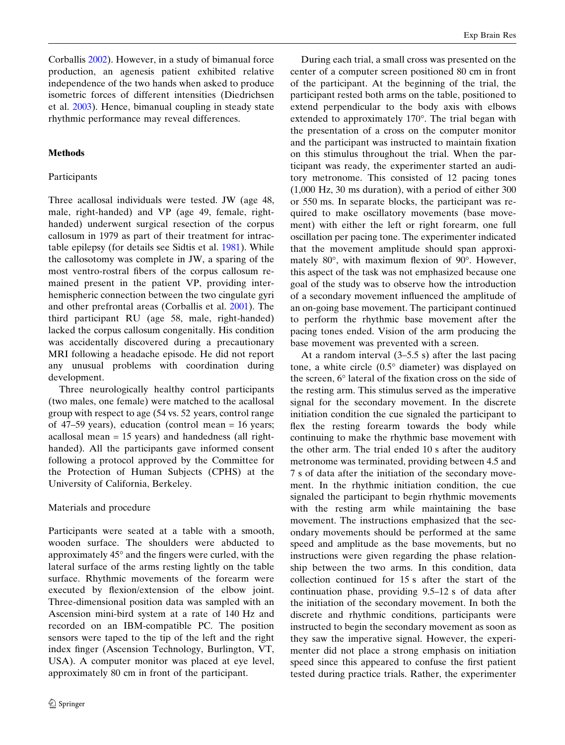Corballis 2002). However, in a study of bimanual force production, an agenesis patient exhibited relative independence of the two hands when asked to produce isometric forces of different intensities (Diedrichsen et al. 2003). Hence, bimanual coupling in steady state rhythmic performance may reveal differences.

## Methods

### Participants

Three acallosal individuals were tested. JW (age 48, male, right-handed) and VP (age 49, female, right-handed) underwent surgical resection of the corpus callosum in 1979 as part of their treatment for intractable epilepsy (for details see Sidtis et al. 1981). While the callosotomy was complete in JW, a sparing of the most ventro-rostral fibers of the corpus callosum remained present in the patient VP, providing interhemispheric connection between the two cingulate gyri and other prefrontal areas (Corballis et al. 2001). The third participant RU (age 58, male, right-handed) lacked the corpus callosum congenitally. His condition was accidentally discovered during a precautionary MRI following a headache episode. He did not report any unusual problems with coordination during development.

Three neurologically healthy control participants (two males, one female) were matched to the acallosal group with respect to age (54 vs. 52 years, control range of 47–59 years), education (control mean = 16 years; acallosal mean = 15 years) and handedness (all right-handed). All the participants gave informed consent following a protocol approved by the Committee for the Protection of Human Subjects (CPHS) at the University of California, Berkeley.

### Materials and procedure

Participants were seated at a table with a smooth, wooden surface. The shoulders were abducted to approximately 45° and the fingers were curled, with the lateral surface of the arms resting lightly on the table surface. Rhythmic movements of the forearm were executed by flexion/extension of the elbow joint. Three-dimensional position data was sampled with an Ascension mini-bird system at a rate of 140 Hz and recorded on an IBM-compatible PC. The position sensors were taped to the tip of the left and the right index finger (Ascension Technology, Burlington, VT, USA). A computer monitor was placed at eye level, approximately 80 cm in front of the participant.

During each trial, a small cross was presented on the center of a computer screen positioned 80 cm in front of the participant. At the beginning of the trial, the participant rested both arms on the table, positioned to extend perpendicular to the body axis with elbows extended to approximately 170°. The trial began with the presentation of a cross on the computer monitor and the participant was instructed to maintain fixation on this stimulus throughout the trial. When the participant was ready, the experimenter started an auditory metronome. This consisted of 12 pacing tones (1,000 Hz, 30 ms duration), with a period of either 300 or 550 ms. In separate blocks, the participant was required to make oscillatory movements (base movement) with either the left or right forearm, one full oscillation per pacing tone. The experimenter indicated that the movement amplitude should span approximately 80°, with maximum flexion of 90°. However, this aspect of the task was not emphasized because one goal of the study was to observe how the introduction of a secondary movement influenced the amplitude of an on-going base movement. The participant continued to perform the rhythmic base movement after the pacing tones ended. Vision of the arm producing the base movement was prevented with a screen.

At a random interval (3–5.5 s) after the last pacing tone, a white circle (0.5° diameter) was displayed on the screen, 6° lateral of the fixation cross on the side of the resting arm. This stimulus served as the imperative signal for the secondary movement. In the discrete initiation condition the cue signaled the participant to flex the resting forearm towards the body while continuing to make the rhythmic base movement with the other arm. The trial ended 10 s after the auditory metronome was terminated, providing between 4.5 and 7 s of data after the initiation of the secondary movement. In the rhythmic initiation condition, the cue signaled the participant to begin rhythmic movements with the resting arm while maintaining the base movement. The instructions emphasized that the secondary movements should be performed at the same speed and amplitude as the base movements, but no instructions were given regarding the phase relationship between the two arms. In this condition, data collection continued for 15 s after the start of the continuation phase, providing 9.5–12 s of data after the initiation of the secondary movement. In both the discrete and rhythmic conditions, participants were instructed to begin the secondary movement as soon as they saw the imperative signal. However, the experimenter did not place a strong emphasis on initiation speed since this appeared to confuse the first patient tested during practice trials. Rather, the experimenter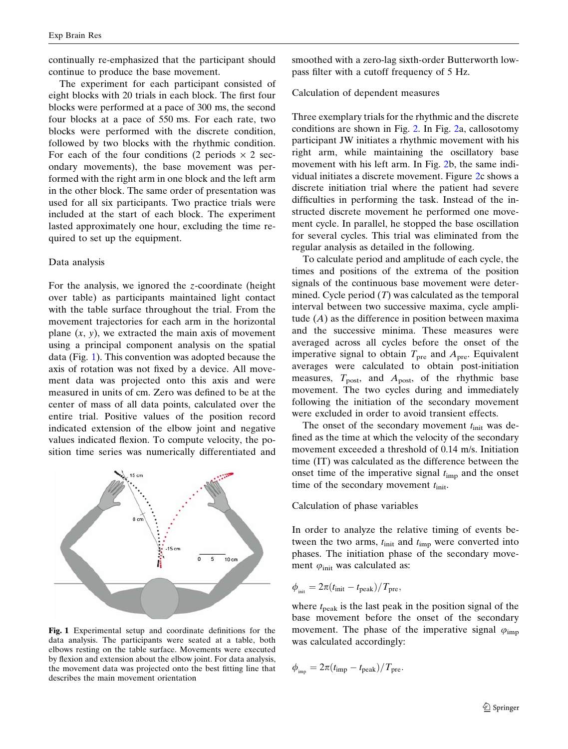continually re-emphasized that the participant should continue to produce the base movement.

The experiment for each participant consisted of eight blocks with 20 trials in each block. The first four blocks were performed at a pace of 300 ms, the second four blocks at a pace of 550 ms. For each rate, two blocks were performed with the discrete condition, followed by two blocks with the rhythmic condition. For each of the four conditions (2 periods × 2 secondary movements), the base movement was performed with the right arm in one block and the left arm in the other block. The same order of presentation was used for all six participants. Two practice trials were included at the start of each block. The experiment lasted approximately one hour, excluding the time required to set up the equipment.

## Data analysis

For the analysis, we ignored the $z$-coordinate (height over table) as participants maintained light contact with the table surface throughout the trial. From the movement trajectories for each arm in the horizontal plane ($x$, $y$), we extracted the main axis of movement using a principal component analysis on the spatial data (Fig. 1). This convention was adopted because the axis of rotation was not fixed by a device. All movement data was projected onto this axis and were measured in units of cm. Zero was defined to be at the center of mass of all data points, calculated over the entire trial. Positive values of the position record indicated extension of the elbow joint and negative values indicated flexion. To compute velocity, the position time series was numerically differentiated and smoothed with a zero-lag sixth-order Butterworth low-pass filter with a cutoff frequency of 5 Hz.

Fig. 1 Experimental setup and coordinate definitions for the data analysis. The participants were seated at a table, both elbows resting on the table surface. Movements were executed by flexion and extension about the elbow joint. For data analysis, the movement data was projected onto the best fitting line that describes the main movement orientation

## Calculation of dependent measures

Three exemplary trials for the rhythmic and the discrete conditions are shown in Fig. 2. In Fig. 2a, callosotomy participant JW initiates a rhythmic movement with his right arm, while maintaining the oscillatory base movement with his left arm. In Fig. 2b, the same individual initiates a discrete movement. Figure 2c shows a discrete initiation trial where the patient had severe difficulties in performing the task. Instead of the instructed discrete movement he performed one movement cycle. In parallel, he stopped the base oscillation for several cycles. This trial was eliminated from the regular analysis as detailed in the following.

To calculate period and amplitude of each cycle, the times and positions of the extrema of the position signals of the continuous base movement were determined. Cycle period ($T$) was calculated as the temporal interval between two successive maxima, cycle amplitude ($A$) as the difference in position between maxima and the successive minima. These measures were averaged across all cycles before the onset of the imperative signal to obtain $T_{\text{pre}}$ and $A_{\text{pre}}$. Equivalent averages were calculated to obtain post-initiation measures, $T_{\text{post}}$, and $A_{\text{post}}$, of the rhythmic base movement. The two cycles during and immediately following the initiation of the secondary movement were excluded in order to avoid transient effects.

The onset of the secondary movement $t_{\text{init}}$ was defined as the time at which the velocity of the secondary movement exceeded a threshold of 0.14 m/s. Initiation time (IT) was calculated as the difference between the onset time of the imperative signal $t_{\text{imp}}$ and the onset time of the secondary movement $t_{\text{init}}$.

## Calculation of phase variables

In order to analyze the relative timing of events between the two arms, $t_{\text{init}}$ and $t_{\text{imp}}$ were converted into phases. The initiation phase of the secondary movement $\varphi_{\text{init}}$ was calculated as:

$$\phi_{\text{init}} = 2\pi(t_{\text{init}} - t_{\text{peak}})/T_{\text{pre}},$$

where $t_{\text{peak}}$ is the last peak in the position signal of the base movement before the onset of the secondary movement. The phase of the imperative signal $\varphi_{\text{imp}}$ was calculated accordingly:

$$\phi_{\text{imp}} = 2\pi(t_{\text{imp}} - t_{\text{peak}})/T_{\text{pre}}.$$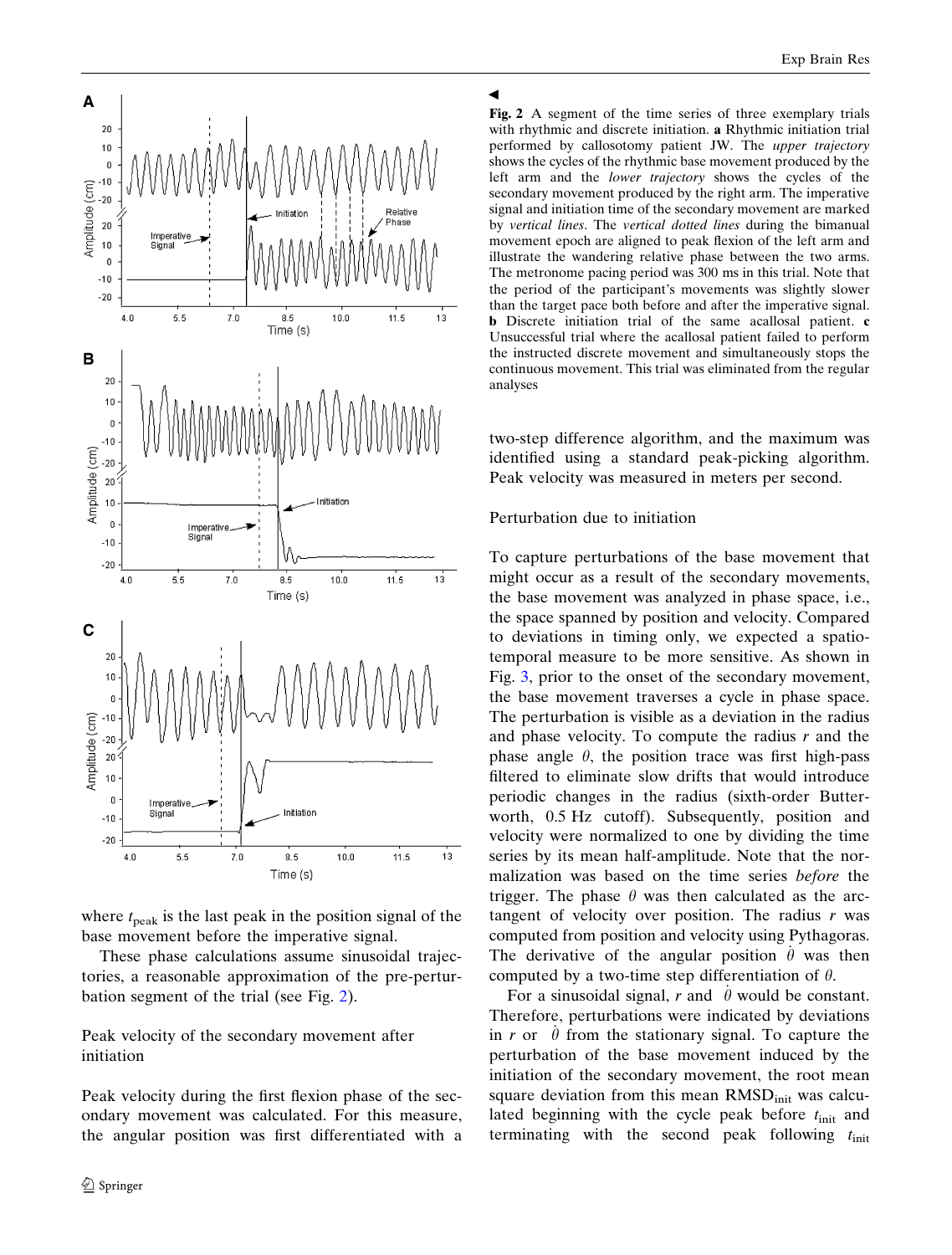**Fig. 2** A segment of the time series of three exemplary trials with rhythmic and discrete initiation. **a** Rhythmic initiation trial performed by callosotomy patient JW. The *upper trajectory* shows the cycles of the rhythmic base movement produced by the left arm and the *lower trajectory* shows the cycles of the secondary movement produced by the right arm. The imperative signal and initiation time of the secondary movement are marked by *vertical lines*. The *vertical dotted lines* during the bimanual movement epoch are aligned to peak flexion of the left arm and illustrate the wandering relative phase between the two arms. The metronome pacing period was 300 ms in this trial. Note that the period of the participant's movements was slightly slower than the target pace both before and after the imperative signal. **b** Discrete initiation trial of the same acallosal patient. **c** Unsuccessful trial where the acallosal patient failed to perform the instructed discrete movement and simultaneously stops the continuous movement. This trial was eliminated from the regular analyses

where $t_{peak}$ is the last peak in the position signal of the base movement before the imperative signal.

These phase calculations assume sinusoidal trajectories, a reasonable approximation of the pre-perturbation segment of the trial (see Fig. 2).

### Peak velocity of the secondary movement after initiation

Peak velocity during the first flexion phase of the secondary movement was calculated. For this measure, the angular position was first differentiated with a two-step difference algorithm, and the maximum was identified using a standard peak-picking algorithm. Peak velocity was measured in meters per second.

### Perturbation due to initiation

To capture perturbations of the base movement that might occur as a result of the secondary movements, the base movement was analyzed in phase space, i.e., the space spanned by position and velocity. Compared to deviations in timing only, we expected a spatio-temporal measure to be more sensitive. As shown in Fig. 3, prior to the onset of the secondary movement, the base movement traverses a cycle in phase space. The perturbation is visible as a deviation in the radius and phase velocity. To compute the radius $r$ and the phase angle $\theta$, the position trace was first high-pass filtered to eliminate slow drifts that would introduce periodic changes in the radius (sixth-order Butterworth, 0.5 Hz cutoff). Subsequently, position and velocity were normalized to one by dividing the time series by its mean half-amplitude. Note that the normalization was based on the time series *before* the trigger. The phase $\theta$ was then calculated as the arctangent of velocity over position. The radius $r$ was computed from position and velocity using Pythagoras. The derivative of the angular position $\dot{\theta}$ was then computed by a two-time step differentiation of $\theta$.

For a sinusoidal signal, $r$ and $\dot{\theta}$ would be constant. Therefore, perturbations were indicated by deviations in $r$ or $\dot{\theta}$ from the stationary signal. To capture the perturbation of the base movement induced by the initiation of the secondary movement, the root mean square deviation from this mean $\mathrm{RMSD_{init}}$ was calculated beginning with the cycle peak before $t_{init}$ and terminating with the second peak following $t_{init}$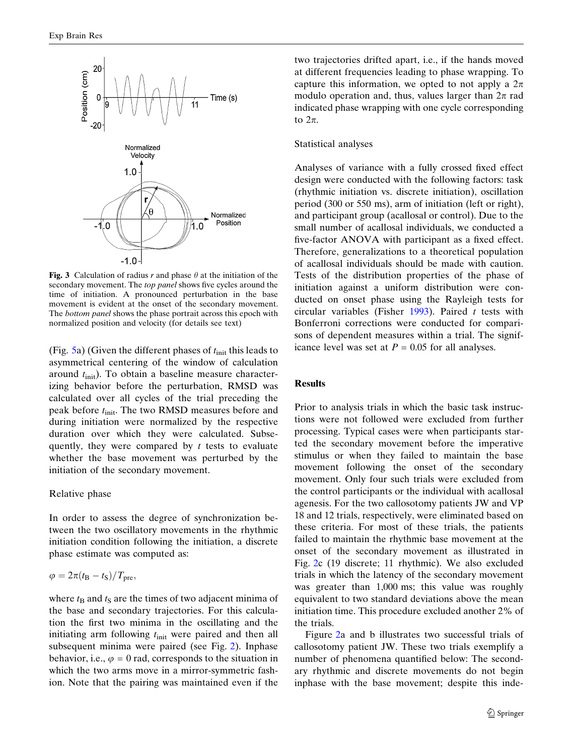**Fig. 3** Calculation of radius $r$ and phase $\theta$ at the initiation of the secondary movement. The *top panel* shows five cycles around the time of initiation. A pronounced perturbation in the base movement is evident at the onset of the secondary movement. The *bottom panel* shows the phase portrait across this epoch with normalized position and velocity (for details see text)

(Fig. 5a) (Given the different phases of $t_{\text{init}}$ this leads to asymmetrical centering of the window of calculation around $t_{\text{init}}$). To obtain a baseline measure characterizing behavior before the perturbation, RMSD was calculated over all cycles of the trial preceding the peak before $t_{\text{init}}$. The two RMSD measures before and during initiation were normalized by the respective duration over which they were calculated. Subsequently, they were compared by $t$ tests to evaluate whether the base movement was perturbed by the initiation of the secondary movement.

### Relative phase

In order to assess the degree of synchronization between the two oscillatory movements in the rhythmic initiation condition following the initiation, a discrete phase estimate was computed as:

$$\varphi = 2\pi(t_{\text{B}} - t_{\text{S}})/T_{\text{pre}},$$

where $t_{\text{B}}$ and $t_{\text{S}}$ are the times of two adjacent minima of the base and secondary trajectories. For this calculation the first two minima in the oscillating and the initiating arm following $t_{\text{init}}$ were paired and then all subsequent minima were paired (see Fig. 2). Inphase behavior, i.e., $\varphi = 0$ rad, corresponds to the situation in which the two arms move in a mirror-symmetric fashion. Note that the pairing was maintained even if the two trajectories drifted apart, i.e., if the hands moved at different frequencies leading to phase wrapping. To capture this information, we opted to not apply a $2\pi$ modulo operation and, thus, values larger than $2\pi$ rad indicated phase wrapping with one cycle corresponding to $2\pi$.

### Statistical analyses

Analyses of variance with a fully crossed fixed effect design were conducted with the following factors: task (rhythmic initiation vs. discrete initiation), oscillation period (300 or 550 ms), arm of initiation (left or right), and participant group (acallosal or control). Due to the small number of acallosal individuals, we conducted a five-factor ANOVA with participant as a fixed effect. Therefore, generalizations to a theoretical population of acallosal individuals should be made with caution. Tests of the distribution properties of the phase of initiation against a uniform distribution were conducted on onset phase using the Rayleigh tests for circular variables (Fisher 1993). Paired $t$ tests with Bonferroni corrections were conducted for comparisons of dependent measures within a trial. The significance level was set at $P = 0.05$ for all analyses.

## Results

Prior to analysis trials in which the basic task instructions were not followed were excluded from further processing. Typical cases were when participants started the secondary movement before the imperative stimulus or when they failed to maintain the base movement following the onset of the secondary movement. Only four such trials were excluded from the control participants or the individual with acallosal agenesis. For the two callosotomy patients JW and VP 18 and 12 trials, respectively, were eliminated based on these criteria. For most of these trials, the patients failed to maintain the rhythmic base movement at the onset of the secondary movement as illustrated in Fig. 2c (19 discrete; 11 rhythmic). We also excluded trials in which the latency of the secondary movement was greater than 1,000 ms; this value was roughly equivalent to two standard deviations above the mean initiation time. This procedure excluded another 2% of the trials.

Figure 2a and b illustrates two successful trials of callosotomy patient JW. These two trials exemplify a number of phenomena quantified below: The secondary rhythmic and discrete movements do not begin inphase with the base movement; despite this inde-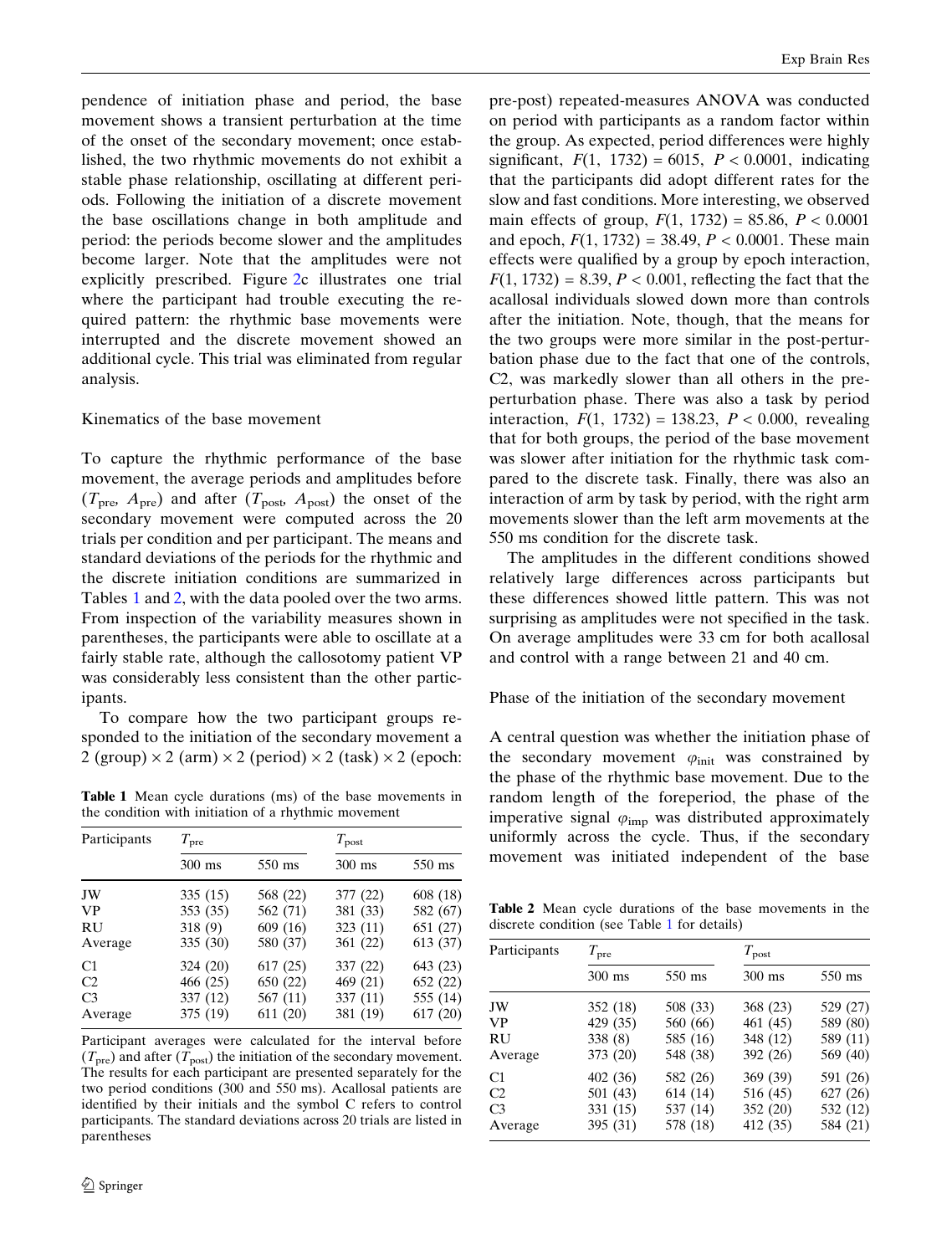pendence of initiation phase and period, the base movement shows a transient perturbation at the time of the onset of the secondary movement; once established, the two rhythmic movements do not exhibit a stable phase relationship, oscillating at different periods. Following the initiation of a discrete movement the base oscillations change in both amplitude and period: the periods become slower and the amplitudes become larger. Note that the amplitudes were not explicitly prescribed. Figure 2c illustrates one trial where the participant had trouble executing the required pattern: the rhythmic base movements were interrupted and the discrete movement showed an additional cycle. This trial was eliminated from regular analysis.

### Kinematics of the base movement

To capture the rhythmic performance of the base movement, the average periods and amplitudes before ($T_{\mathrm{pre}}$, $A_{\mathrm{pre}}$) and after ($T_{\mathrm{post}}$, $A_{\mathrm{post}}$) the onset of the secondary movement were computed across the 20 trials per condition and per participant. The means and standard deviations of the periods for the rhythmic and the discrete initiation conditions are summarized in Tables 1 and 2, with the data pooled over the two arms. From inspection of the variability measures shown in parentheses, the participants were able to oscillate at a fairly stable rate, although the callosotomy patient VP was considerably less consistent than the other participants.

To compare how the two participant groups responded to the initiation of the secondary movement a 2 (group) × 2 (arm) × 2 (period) × 2 (task) × 2 (epoch: pre-post) repeated-measures ANOVA was conducted on period with participants as a random factor within the group. As expected, period differences were highly significant, $F(1, 1732) = 6015$, $P < 0.0001$, indicating that the participants did adopt different rates for the slow and fast conditions. More interesting, we observed main effects of group, $F(1, 1732) = 85.86$, $P < 0.0001$ and epoch, $F(1, 1732) = 38.49$, $P < 0.0001$. These main effects were qualified by a group by epoch interaction, $F(1, 1732) = 8.39$, $P < 0.001$, reflecting the fact that the acallosal individuals slowed down more than controls after the initiation. Note, though, that the means for the two groups were more similar in the post-perturbation phase due to the fact that one of the controls, C2, was markedly slower than all others in the pre-perturbation phase. There was also a task by period interaction, $F(1, 1732) = 138.23$, $P < 0.000$, revealing that for both groups, the period of the base movement was slower after initiation for the rhythmic task compared to the discrete task. Finally, there was also an interaction of arm by task by period, with the right arm movements slower than the left arm movements at the 550 ms condition for the discrete task.

The amplitudes in the different conditions showed relatively large differences across participants but these differences showed little pattern. This was not surprising as amplitudes were not specified in the task. On average amplitudes were 33 cm for both acallosal and control with a range between 21 and 40 cm.

### Phase of the initiation of the secondary movement

A central question was whether the initiation phase of the secondary movement $\varphi_{\mathrm{init}}$ was constrained by the phase of the rhythmic base movement. Due to the random length of the foreperiod, the phase of the imperative signal $\varphi_{\mathrm{imp}}$ was distributed approximately uniformly across the cycle. Thus, if the secondary movement was initiated independent of the base

**Table 1** Mean cycle durations (ms) of the base movements in the condition with initiation of a rhythmic movement

| Participants | $T_{\mathrm{pre}}$ | | $T_{\mathrm{post}}$ | |
|---|---|---|---|---|
| | 300 ms | 550 ms | 300 ms | 550 ms |
| JW | 335 (15) | 568 (22) | 377 (22) | 608 (18) |
| VP | 353 (35) | 562 (71) | 381 (33) | 582 (67) |
| RU | 318 (9) | 609 (16) | 323 (11) | 651 (27) |
| Average | 335 (30) | 580 (37) | 361 (22) | 613 (37) |
| C1 | 324 (20) | 617 (25) | 337 (22) | 643 (23) |
| C2 | 466 (25) | 650 (22) | 469 (21) | 652 (22) |
| C3 | 337 (12) | 567 (11) | 337 (11) | 555 (14) |
| Average | 375 (19) | 611 (20) | 381 (19) | 617 (20) |

Participant averages were calculated for the interval before ($T_{\mathrm{pre}}$) and after ($T_{\mathrm{post}}$) the initiation of the secondary movement. The results for each participant are presented separately for the two period conditions (300 and 550 ms). Acallosal patients are identified by their initials and the symbol C refers to control participants. The standard deviations across 20 trials are listed in parentheses

**Table 2** Mean cycle durations of the base movements in the discrete condition (see Table 1 for details)

| Participants | $T_{\mathrm{pre}}$ | | $T_{\mathrm{post}}$ | |
|---|---|---|---|---|
| | 300 ms | 550 ms | 300 ms | 550 ms |
| JW | 352 (18) | 508 (33) | 368 (23) | 529 (27) |
| VP | 429 (35) | 560 (66) | 461 (45) | 589 (80) |
| RU | 338 (8) | 585 (16) | 348 (12) | 589 (11) |
| Average | 373 (20) | 548 (38) | 392 (26) | 569 (40) |
| C1 | 402 (36) | 582 (26) | 369 (39) | 591 (26) |
| C2 | 501 (43) | 614 (14) | 516 (45) | 627 (26) |
| C3 | 331 (15) | 537 (14) | 352 (20) | 532 (12) |
| Average | 395 (31) | 578 (18) | 412 (35) | 584 (21) |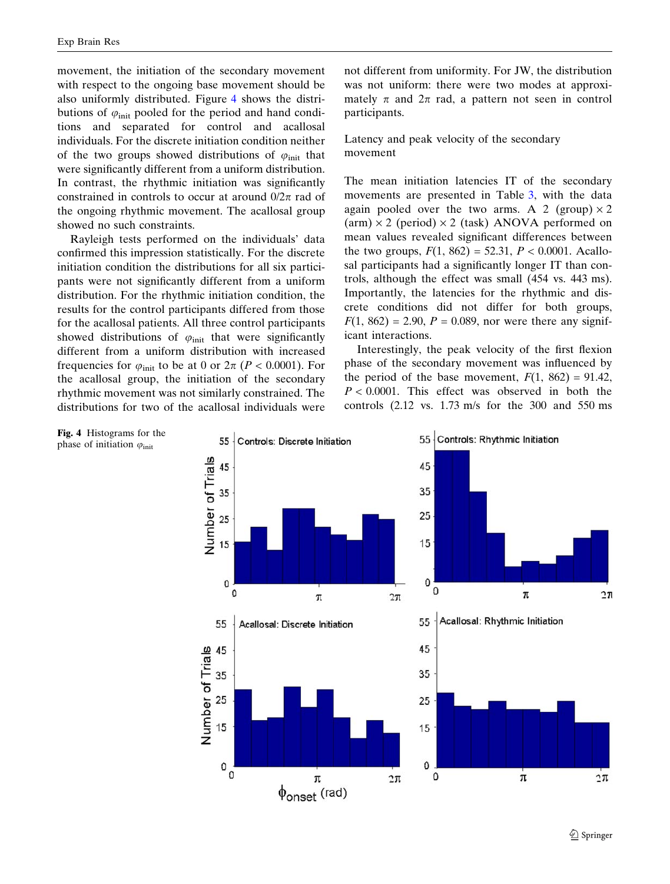movement, the initiation of the secondary movement with respect to the ongoing base movement should be also uniformly distributed. Figure 4 shows the distributions of $\varphi_{\text{init}}$ pooled for the period and hand conditions and separated for control and acallosal individuals. For the discrete initiation condition neither of the two groups showed distributions of $\varphi_{\text{init}}$ that were significantly different from a uniform distribution. In contrast, the rhythmic initiation was significantly constrained in controls to occur at around $0/2\pi$ rad of the ongoing rhythmic movement. The acallosal group showed no such constraints.

Rayleigh tests performed on the individuals' data confirmed this impression statistically. For the discrete initiation condition the distributions for all six participants were not significantly different from a uniform distribution. For the rhythmic initiation condition, the results for the control participants differed from those for the acallosal patients. All three control participants showed distributions of $\varphi_{\text{init}}$ that were significantly different from a uniform distribution with increased frequencies for $\varphi_{\text{init}}$ to be at 0 or $2\pi$ ($P < 0.0001$). For the acallosal group, the initiation of the secondary rhythmic movement was not similarly constrained. The distributions for two of the acallosal individuals were not different from uniformity. For JW, the distribution was not uniform: there were two modes at approximately $\pi$ and $2\pi$ rad, a pattern not seen in control participants.

### Latency and peak velocity of the secondary movement

The mean initiation latencies IT of the secondary movements are presented in Table 3, with the data again pooled over the two arms. A 2 (group) × 2 (arm) × 2 (period) × 2 (task) ANOVA performed on mean values revealed significant differences between the two groups, $F(1, 862) = 52.31$, $P < 0.0001$. Acallosal participants had a significantly longer IT than controls, although the effect was small (454 vs. 443 ms). Importantly, the latencies for the rhythmic and discrete conditions did not differ for both groups, $F(1, 862) = 2.90$, $P = 0.089$, nor were there any significant interactions.

Interestingly, the peak velocity of the first flexion phase of the secondary movement was influenced by the period of the base movement, $F(1, 862) = 91.42$, $P < 0.0001$. This effect was observed in both the controls (2.12 vs. 1.73 m/s for the 300 and 550 ms

**Fig. 4** Histograms for the phase of initiation $\varphi_{\text{init}}$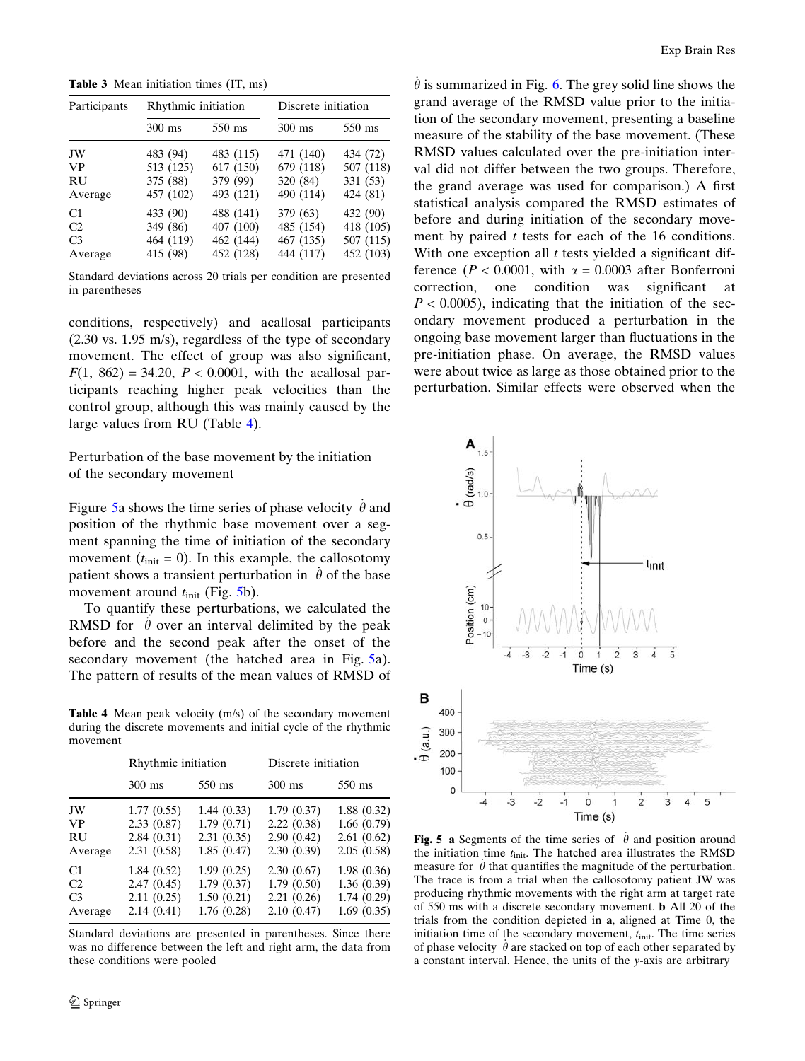**Table 3** Mean initiation times (IT, ms)

| Participants | Rhythmic initiation | | Discrete initiation | |
|---|---|---|---|---|
| | 300 ms | 550 ms | 300 ms | 550 ms |
| JW | 483 (94) | 483 (115) | 471 (140) | 434 (72) |
| VP | 513 (125) | 617 (150) | 679 (118) | 507 (118) |
| RU | 375 (88) | 379 (99) | 320 (84) | 331 (53) |
| Average | 457 (102) | 493 (121) | 490 (114) | 424 (81) |
| C1 | 433 (90) | 488 (141) | 379 (63) | 432 (90) |
| C2 | 349 (86) | 407 (100) | 485 (154) | 418 (105) |
| C3 | 464 (119) | 462 (144) | 467 (135) | 507 (115) |
| Average | 415 (98) | 452 (128) | 444 (117) | 452 (103) |

Standard deviations across 20 trials per condition are presented in parentheses

conditions, respectively) and acallosal participants (2.30 vs. 1.95 m/s), regardless of the type of secondary movement. The effect of group was also significant, $F(1, 862) = 34.20$, $P < 0.0001$, with the acallosal participants reaching higher peak velocities than the control group, although this was mainly caused by the large values from RU (Table 4).

## Perturbation of the base movement by the initiation of the secondary movement

Figure 5a shows the time series of phase velocity $\dot{\theta}$ and position of the rhythmic base movement over a segment spanning the time of initiation of the secondary movement ($t_{init} = 0$). In this example, the callosotomy patient shows a transient perturbation in $\dot{\theta}$ of the base movement around $t_{init}$ (Fig. 5b).

To quantify these perturbations, we calculated the RMSD for $\dot{\theta}$ over an interval delimited by the peak before and the second peak after the onset of the secondary movement (the hatched area in Fig. 5a). The pattern of results of the mean values of RMSD of $\dot{\theta}$ is summarized in Fig. 6. The grey solid line shows the grand average of the RMSD value prior to the initiation of the secondary movement, presenting a baseline measure of the stability of the base movement. (These RMSD values calculated over the pre-initiation interval did not differ between the two groups. Therefore, the grand average was used for comparison.) A first statistical analysis compared the RMSD estimates of before and during initiation of the secondary movement by paired $t$ tests for each of the 16 conditions. With one exception all $t$ tests yielded a significant difference ($P < 0.0001$, with $\alpha = 0.0003$ after Bonferroni correction, one condition was significant at $P < 0.0005$), indicating that the initiation of the secondary movement produced a perturbation in the ongoing base movement larger than fluctuations in the pre-initiation phase. On average, the RMSD values were about twice as large as those obtained prior to the perturbation. Similar effects were observed when the

**Table 4** Mean peak velocity (m/s) of the secondary movement during the discrete movements and initial cycle of the rhythmic movement

| | Rhythmic initiation | | Discrete initiation | |
|---|---|---|---|---|
| | 300 ms | 550 ms | 300 ms | 550 ms |
| JW | 1.77 (0.55) | 1.44 (0.33) | 1.79 (0.37) | 1.88 (0.32) |
| VP | 2.33 (0.87) | 1.79 (0.71) | 2.22 (0.38) | 1.66 (0.79) |
| RU | 2.84 (0.31) | 2.31 (0.35) | 2.90 (0.42) | 2.61 (0.62) |
| Average | 2.31 (0.58) | 1.85 (0.47) | 2.30 (0.39) | 2.05 (0.58) |
| C1 | 1.84 (0.52) | 1.99 (0.25) | 2.30 (0.67) | 1.98 (0.36) |
| C2 | 2.47 (0.45) | 1.79 (0.37) | 1.79 (0.50) | 1.36 (0.39) |
| C3 | 2.11 (0.25) | 1.50 (0.21) | 2.21 (0.26) | 1.74 (0.29) |
| Average | 2.14 (0.41) | 1.76 (0.28) | 2.10 (0.47) | 1.69 (0.35) |

Standard deviations are presented in parentheses. Since there was no difference between the left and right arm, the data from these conditions were pooled

**Fig. 5** **a** Segments of the time series of $\dot{\theta}$ and position around the initiation time $t_{init}$. The hatched area illustrates the RMSD measure for $\dot{\theta}$ that quantifies the magnitude of the perturbation. The trace is from a trial when the callosotomy patient JW was producing rhythmic movements with the right arm at target rate of 550 ms with a discrete secondary movement. **b** All 20 of the trials from the condition depicted in **a**, aligned at Time 0, the initiation time of the secondary movement, $t_{init}$. The time series of phase velocity $\dot{\theta}$ are stacked on top of each other separated by a constant interval. Hence, the units of the *y*-axis are arbitrary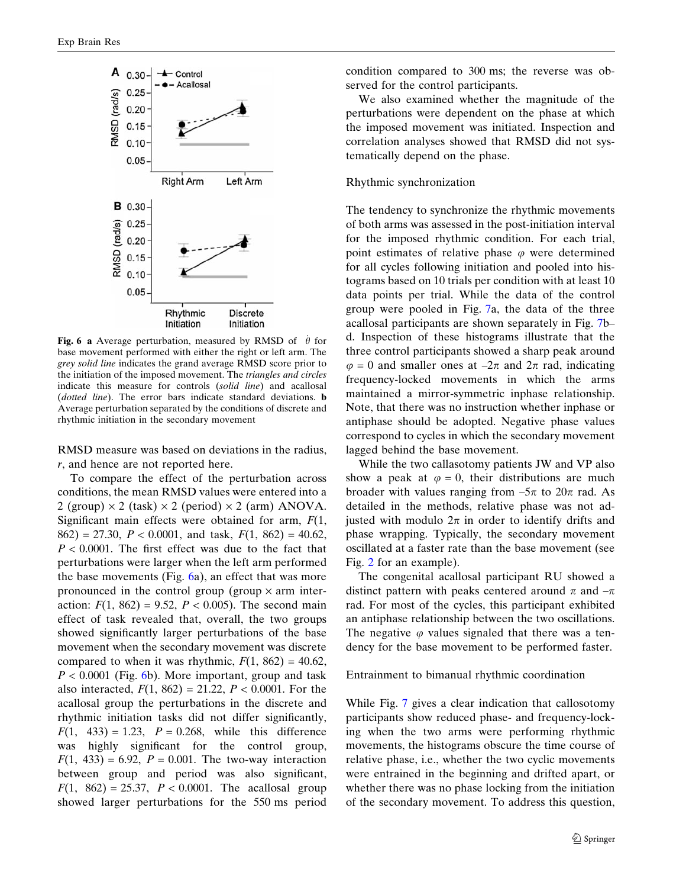Fig. 6 **a** Average perturbation, measured by RMSD of $\dot{\theta}$ for base movement performed with either the right or left arm. The *grey solid line* indicates the grand average RMSD score prior to the initiation of the imposed movement. The *triangles and circles* indicate this measure for controls (*solid line*) and acallosal (*dotted line*). The error bars indicate standard deviations. **b** Average perturbation separated by the conditions of discrete and rhythmic initiation in the secondary movement

RMSD measure was based on deviations in the radius, $r$, and hence are not reported here.

To compare the effect of the perturbation across conditions, the mean RMSD values were entered into a 2 (group) × 2 (task) × 2 (period) × 2 (arm) ANOVA. Significant main effects were obtained for arm, $F(1, 862) = 27.30$, $P < 0.0001$, and task, $F(1, 862) = 40.62$, $P < 0.0001$. The first effect was due to the fact that perturbations were larger when the left arm performed the base movements (Fig. 6a), an effect that was more pronounced in the control group (group × arm interaction: $F(1, 862) = 9.52$, $P < 0.005$). The second main effect of task revealed that, overall, the two groups showed significantly larger perturbations of the base movement when the secondary movement was discrete compared to when it was rhythmic, $F(1, 862) = 40.62$, $P < 0.0001$ (Fig. 6b). More important, group and task also interacted, $F(1, 862) = 21.22$, $P < 0.0001$. For the acallosal group the perturbations in the discrete and rhythmic initiation tasks did not differ significantly, $F(1, 433) = 1.23$, $P = 0.268$, while this difference was highly significant for the control group, $F(1, 433) = 6.92$, $P = 0.001$. The two-way interaction between group and period was also significant, $F(1, 862) = 25.37$, $P < 0.0001$. The acallosal group showed larger perturbations for the 550 ms period condition compared to 300 ms; the reverse was observed for the control participants.

We also examined whether the magnitude of the perturbations were dependent on the phase at which the imposed movement was initiated. Inspection and correlation analyses showed that RMSD did not systematically depend on the phase.

### Rhythmic synchronization

The tendency to synchronize the rhythmic movements of both arms was assessed in the post-initiation interval for the imposed rhythmic condition. For each trial, point estimates of relative phase $\varphi$ were determined for all cycles following initiation and pooled into histograms based on 10 trials per condition with at least 10 data points per trial. While the data of the control group were pooled in Fig. 7a, the data of the three acallosal participants are shown separately in Fig. 7b–d. Inspection of these histograms illustrate that the three control participants showed a sharp peak around $\varphi = 0$ and smaller ones at $-2\pi$ and $2\pi$ rad, indicating frequency-locked movements in which the arms maintained a mirror-symmetric inphase relationship. Note, that there was no instruction whether inphase or antiphase should be adopted. Negative phase values correspond to cycles in which the secondary movement lagged behind the base movement.

While the two callasotomy patients JW and VP also show a peak at $\varphi = 0$, their distributions are much broader with values ranging from $-5\pi$ to $20\pi$ rad. As detailed in the methods, relative phase was not adjusted with modulo $2\pi$ in order to identify drifts and phase wrapping. Typically, the secondary movement oscillated at a faster rate than the base movement (see Fig. 2 for an example).

The congenital acallosal participant RU showed a distinct pattern with peaks centered around $\pi$ and $-\pi$ rad. For most of the cycles, this participant exhibited an antiphase relationship between the two oscillations. The negative $\varphi$ values signaled that there was a tendency for the base movement to be performed faster.

### Entrainment to bimanual rhythmic coordination

While Fig. 7 gives a clear indication that callosotomy participants show reduced phase- and frequency-locking when the two arms were performing rhythmic movements, the histograms obscure the time course of relative phase, i.e., whether the two cyclic movements were entrained in the beginning and drifted apart, or whether there was no phase locking from the initiation of the secondary movement. To address this question,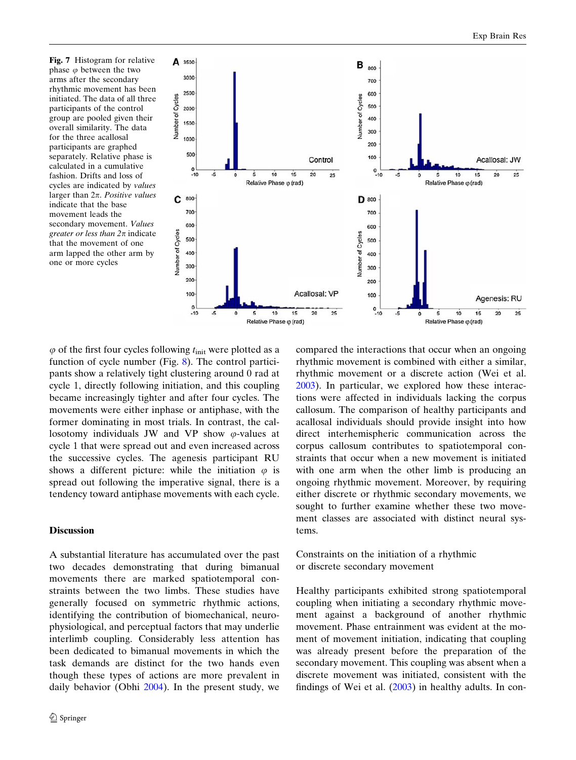A

3500
3000
2500
2000
1500
1000
500
0

Number of Cycles

-10 -5 0 5 10 15 20 25

Relative Phase φ (rad)

Control

B

800
700
600
500
400
300
200
100
0

Number of Cycles

-10 -5 0 5 10 15 20 25

Relative Phase φ (rad)

Acallosal: JW

C

800
700
600
500
400
300
200
100
0

Number of Cycles

-10 -5 0 5 10 15 20 25

Relative Phase φ (rad)

Acallosal: VP

D

800
700
600
500
400
300
200
100
0

Number of Cycles

-10 -5 0 5 10 15 20 25

Relative Phase φ (rad)

Agenesis: RU

**Fig. 7** Histogram for relative phase $\varphi$ between the two arms after the secondary rhythmic movement has been initiated. The data of all three participants of the control group are pooled given their overall similarity. The data for the three acallosal participants are graphed separately. Relative phase is calculated in a cumulative fashion. Drifts and loss of cycles are indicated by *values* larger than $2\pi$. *Positive values* indicate that the base movement leads the secondary movement. *Values greater or less than* $2\pi$ indicate that the movement of one arm lapped the other arm by one or more cycles

$\varphi$ of the first four cycles following $t_{\text{init}}$ were plotted as a function of cycle number (Fig. 8). The control participants show a relatively tight clustering around 0 rad at cycle 1, directly following initiation, and this coupling became increasingly tighter and after four cycles. The movements were either inphase or antiphase, with the former dominating in most trials. In contrast, the callosotomy individuals JW and VP show $\varphi$-values at cycle 1 that were spread out and even increased across the successive cycles. The agenesis participant RU shows a different picture: while the initiation $\varphi$ is spread out following the imperative signal, there is a tendency toward antiphase movements with each cycle.

## Discussion

A substantial literature has accumulated over the past two decades demonstrating that during bimanual movements there are marked spatiotemporal constraints between the two limbs. These studies have generally focused on symmetric rhythmic actions, identifying the contribution of biomechanical, neurophysiological, and perceptual factors that may underlie interlimb coupling. Considerably less attention has been dedicated to bimanual movements in which the task demands are distinct for the two hands even though these types of actions are more prevalent in daily behavior (Obhi 2004). In the present study, we compared the interactions that occur when an ongoing rhythmic movement is combined with either a similar, rhythmic movement or a discrete action (Wei et al. 2003). In particular, we explored how these interactions were affected in individuals lacking the corpus callosum. The comparison of healthy participants and acallosal individuals should provide insight into how direct interhemispheric communication across the corpus callosum contributes to spatiotemporal constraints that occur when a new movement is initiated with one arm when the other limb is producing an ongoing rhythmic movement. Moreover, by requiring either discrete or rhythmic secondary movements, we sought to further examine whether these two movement classes are associated with distinct neural systems.

### Constraints on the initiation of a rhythmic or discrete secondary movement

Healthy participants exhibited strong spatiotemporal coupling when initiating a secondary rhythmic movement against a background of another rhythmic movement. Phase entrainment was evident at the moment of movement initiation, indicating that coupling was already present before the preparation of the secondary movement. This coupling was absent when a discrete movement was initiated, consistent with the findings of Wei et al. (2003) in healthy adults. In con-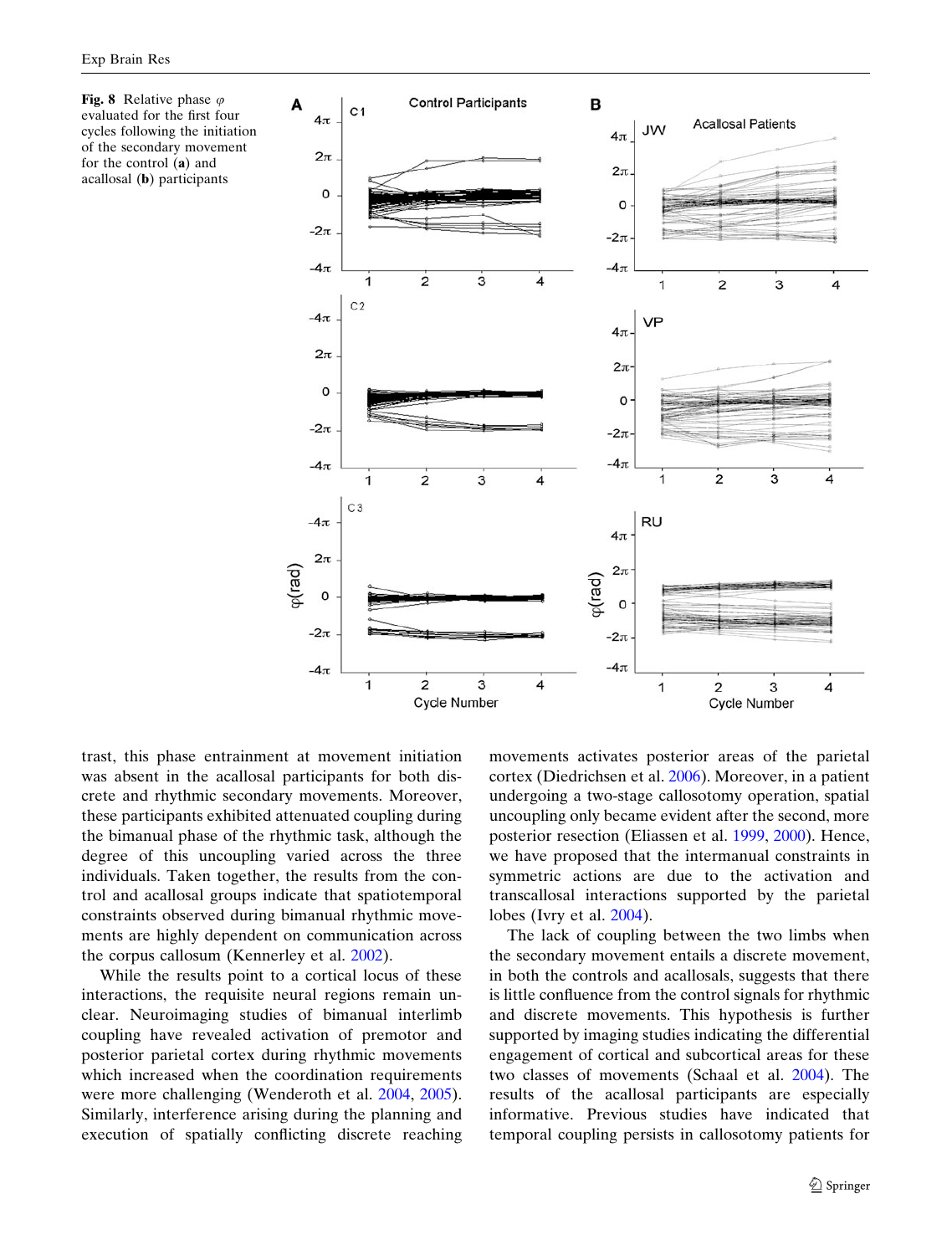**Fig. 8** Relative phase $\varphi$ evaluated for the first four cycles following the initiation of the secondary movement for the control (**a**) and acallosal (**b**) participants

trast, this phase entrainment at movement initiation was absent in the acallosal participants for both discrete and rhythmic secondary movements. Moreover, these participants exhibited attenuated coupling during the bimanual phase of the rhythmic task, although the degree of this uncoupling varied across the three individuals. Taken together, the results from the control and acallosal groups indicate that spatiotemporal constraints observed during bimanual rhythmic movements are highly dependent on communication across the corpus callosum (Kennerley et al. 2002).

While the results point to a cortical locus of these interactions, the requisite neural regions remain unclear. Neuroimaging studies of bimanual interlimb coupling have revealed activation of premotor and posterior parietal cortex during rhythmic movements which increased when the coordination requirements were more challenging (Wenderoth et al. 2004, 2005). Similarly, interference arising during the planning and execution of spatially conflicting discrete reaching movements activates posterior areas of the parietal cortex (Diedrichsen et al. 2006). Moreover, in a patient undergoing a two-stage callosotomy operation, spatial uncoupling only became evident after the second, more posterior resection (Eliassen et al. 1999, 2000). Hence, we have proposed that the intermanual constraints in symmetric actions are due to the activation and transcallosal interactions supported by the parietal lobes (Ivry et al. 2004).

The lack of coupling between the two limbs when the secondary movement entails a discrete movement, in both the controls and acallosals, suggests that there is little confluence from the control signals for rhythmic and discrete movements. This hypothesis is further supported by imaging studies indicating the differential engagement of cortical and subcortical areas for these two classes of movements (Schaal et al. 2004). The results of the acallosal participants are especially informative. Previous studies have indicated that temporal coupling persists in callosotomy patients for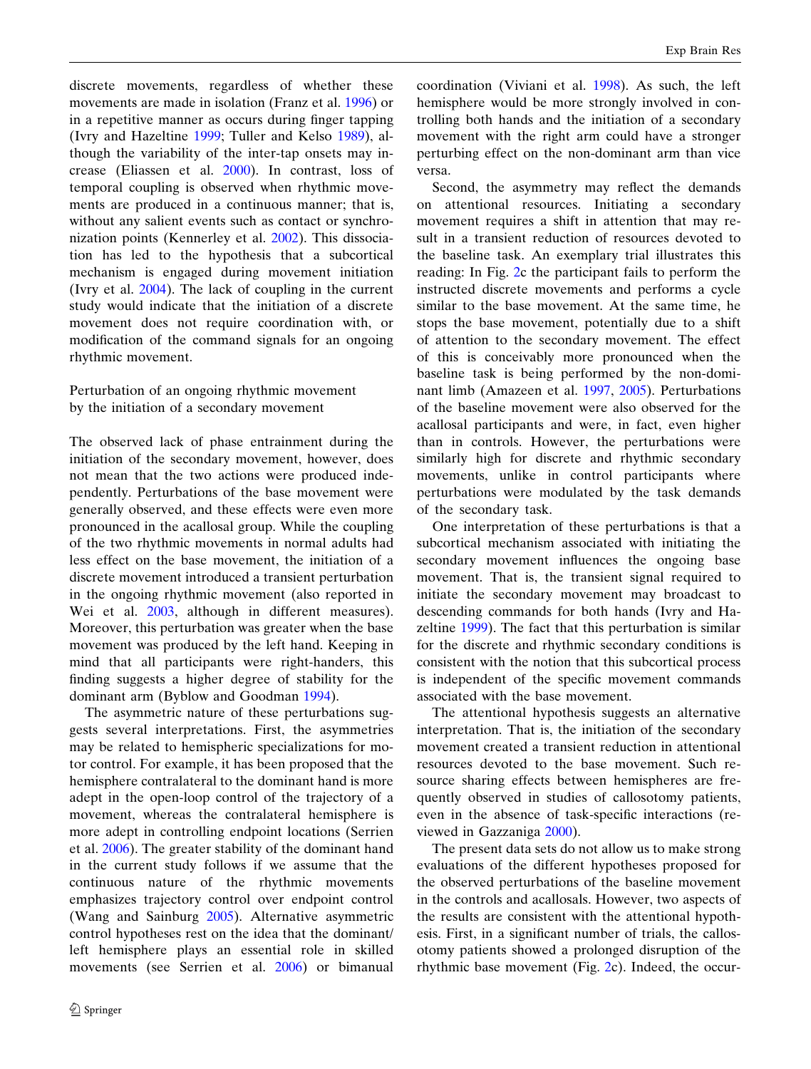discrete movements, regardless of whether these movements are made in isolation (Franz et al. 1996) or in a repetitive manner as occurs during finger tapping (Ivry and Hazeltine 1999; Tuller and Kelso 1989), although the variability of the inter-tap onsets may increase (Eliassen et al. 2000). In contrast, loss of temporal coupling is observed when rhythmic movements are produced in a continuous manner; that is, without any salient events such as contact or synchronization points (Kennerley et al. 2002). This dissociation has led to the hypothesis that a subcortical mechanism is engaged during movement initiation (Ivry et al. 2004). The lack of coupling in the current study would indicate that the initiation of a discrete movement does not require coordination with, or modification of the command signals for an ongoing rhythmic movement.

## Perturbation of an ongoing rhythmic movement by the initiation of a secondary movement

The observed lack of phase entrainment during the initiation of the secondary movement, however, does not mean that the two actions were produced independently. Perturbations of the base movement were generally observed, and these effects were even more pronounced in the acallosal group. While the coupling of the two rhythmic movements in normal adults had less effect on the base movement, the initiation of a discrete movement introduced a transient perturbation in the ongoing rhythmic movement (also reported in Wei et al. 2003, although in different measures). Moreover, this perturbation was greater when the base movement was produced by the left hand. Keeping in mind that all participants were right-handers, this finding suggests a higher degree of stability for the dominant arm (Byblow and Goodman 1994).

The asymmetric nature of these perturbations suggests several interpretations. First, the asymmetries may be related to hemispheric specializations for motor control. For example, it has been proposed that the hemisphere contralateral to the dominant hand is more adept in the open-loop control of the trajectory of a movement, whereas the contralateral hemisphere is more adept in controlling endpoint locations (Serrien et al. 2006). The greater stability of the dominant hand in the current study follows if we assume that the continuous nature of the rhythmic movements emphasizes trajectory control over endpoint control (Wang and Sainburg 2005). Alternative asymmetric control hypotheses rest on the idea that the dominant/left hemisphere plays an essential role in skilled movements (see Serrien et al. 2006) or bimanual coordination (Viviani et al. 1998). As such, the left hemisphere would be more strongly involved in controlling both hands and the initiation of a secondary movement with the right arm could have a stronger perturbing effect on the non-dominant arm than vice versa.

Second, the asymmetry may reflect the demands on attentional resources. Initiating a secondary movement requires a shift in attention that may result in a transient reduction of resources devoted to the baseline task. An exemplary trial illustrates this reading: In Fig. 2c the participant fails to perform the instructed discrete movements and performs a cycle similar to the base movement. At the same time, he stops the base movement, potentially due to a shift of attention to the secondary movement. The effect of this is conceivably more pronounced when the baseline task is being performed by the non-dominant limb (Amazeen et al. 1997, 2005). Perturbations of the baseline movement were also observed for the acallosal participants and were, in fact, even higher than in controls. However, the perturbations were similarly high for discrete and rhythmic secondary movements, unlike in control participants where perturbations were modulated by the task demands of the secondary task.

One interpretation of these perturbations is that a subcortical mechanism associated with initiating the secondary movement influences the ongoing base movement. That is, the transient signal required to initiate the secondary movement may broadcast to descending commands for both hands (Ivry and Hazeltine 1999). The fact that this perturbation is similar for the discrete and rhythmic secondary conditions is consistent with the notion that this subcortical process is independent of the specific movement commands associated with the base movement.

The attentional hypothesis suggests an alternative interpretation. That is, the initiation of the secondary movement created a transient reduction in attentional resources devoted to the base movement. Such resource sharing effects between hemispheres are frequently observed in studies of callosotomy patients, even in the absence of task-specific interactions (reviewed in Gazzaniga 2000).

The present data sets do not allow us to make strong evaluations of the different hypotheses proposed for the observed perturbations of the baseline movement in the controls and acallosals. However, two aspects of the results are consistent with the attentional hypothesis. First, in a significant number of trials, the callosotomy patients showed a prolonged disruption of the rhythmic base movement (Fig. 2c). Indeed, the occur-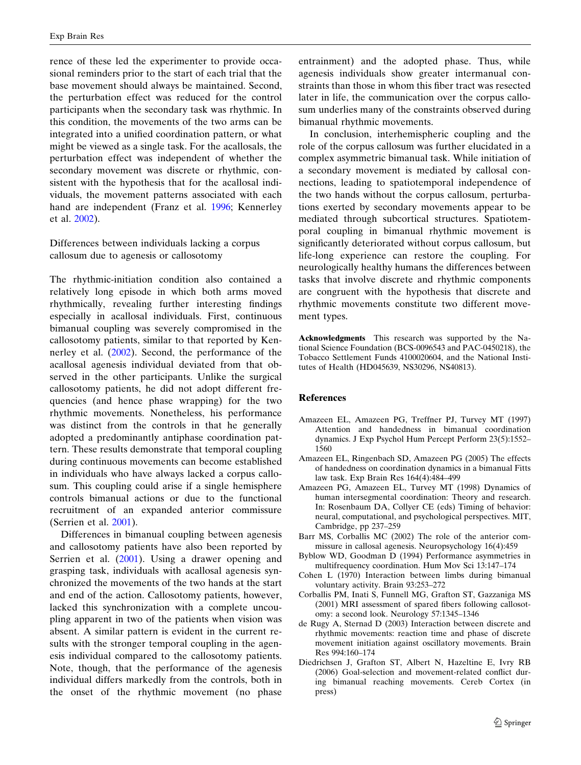rence of these led the experimenter to provide occasional reminders prior to the start of each trial that the base movement should always be maintained. Second, the perturbation effect was reduced for the control participants when the secondary task was rhythmic. In this condition, the movements of the two arms can be integrated into a unified coordination pattern, or what might be viewed as a single task. For the acallosals, the perturbation effect was independent of whether the secondary movement was discrete or rhythmic, consistent with the hypothesis that for the acallosal individuals, the movement patterns associated with each hand are independent (Franz et al. 1996; Kennerley et al. 2002).

### Differences between individuals lacking a corpus callosum due to agenesis or callosotomy

The rhythmic-initiation condition also contained a relatively long episode in which both arms moved rhythmically, revealing further interesting findings especially in acallosal individuals. First, continuous bimanual coupling was severely compromised in the callosotomy patients, similar to that reported by Kennerley et al. (2002). Second, the performance of the acallosal agenesis individual deviated from that observed in the other participants. Unlike the surgical callosotomy patients, he did not adopt different frequencies (and hence phase wrapping) for the two rhythmic movements. Nonetheless, his performance was distinct from the controls in that he generally adopted a predominantly antiphase coordination pattern. These results demonstrate that temporal coupling during continuous movements can become established in individuals who have always lacked a corpus callosum. This coupling could arise if a single hemisphere controls bimanual actions or due to the functional recruitment of an expanded anterior commissure (Serrien et al. 2001).

Differences in bimanual coupling between agenesis and callosotomy patients have also been reported by Serrien et al. (2001). Using a drawer opening and grasping task, individuals with acallosal agenesis synchronized the movements of the two hands at the start and end of the action. Callosotomy patients, however, lacked this synchronization with a complete uncoupling apparent in two of the patients when vision was absent. A similar pattern is evident in the current results with the stronger temporal coupling in the agenesis individual compared to the callosotomy patients. Note, though, that the performance of the agenesis individual differs markedly from the controls, both in the onset of the rhythmic movement (no phase entrainment) and the adopted phase. Thus, while agenesis individuals show greater intermanual constraints than those in whom this fiber tract was resected later in life, the communication over the corpus callosum underlies many of the constraints observed during bimanual rhythmic movements.

In conclusion, interhemispheric coupling and the role of the corpus callosum was further elucidated in a complex asymmetric bimanual task. While initiation of a secondary movement is mediated by callosal connections, leading to spatiotemporal independence of the two hands without the corpus callosum, perturbations exerted by secondary movements appear to be mediated through subcortical structures. Spatiotemporal coupling in bimanual rhythmic movement is significantly deteriorated without corpus callosum, but life-long experience can restore the coupling. For neurologically healthy humans the differences between tasks that involve discrete and rhythmic components are congruent with the hypothesis that discrete and rhythmic movements constitute two different movement types.

**Acknowledgments** This research was supported by the National Science Foundation (BCS-0096543 and PAC-0450218), the Tobacco Settlement Funds 4100020604, and the National Institutes of Health (HD045639, NS30296, NS40813).

## References

Amazeen EL, Amazeen PG, Treffner PJ, Turvey MT (1997) Attention and handedness in bimanual coordination dynamics. J Exp Psychol Hum Percept Perform 23(5):1552–1560

Amazeen EL, Ringenbach SD, Amazeen PG (2005) The effects of handedness on coordination dynamics in a bimanual Fitts law task. Exp Brain Res 164(4):484–499

Amazeen PG, Amazeen EL, Turvey MT (1998) Dynamics of human intersegmental coordination: Theory and research. In: Rosenbaum DA, Collyer CE (eds) Timing of behavior: neural, computational, and psychological perspectives. MIT, Cambridge, pp 237–259

Barr MS, Corballis MC (2002) The role of the anterior commissure in callosal agenesis. Neuropsychology 16(4):459

Byblow WD, Goodman D (1994) Performance asymmetries in multifrequency coordination. Hum Mov Sci 13:147–174

Cohen L (1970) Interaction between limbs during bimanual voluntary activity. Brain 93:253–272

Corballis PM, Inati S, Funnell MG, Grafton ST, Gazzaniga MS (2001) MRI assessment of spared fibers following callosotomy: a second look. Neurology 57:1345–1346

de Rugy A, Sternad D (2003) Interaction between discrete and rhythmic movements: reaction time and phase of discrete movement initiation against oscillatory movements. Brain Res 994:160–174

Diedrichsen J, Grafton ST, Albert N, Hazeltine E, Ivry RB (2006) Goal-selection and movement-related conflict during bimanual reaching movements. Cereb Cortex (in press)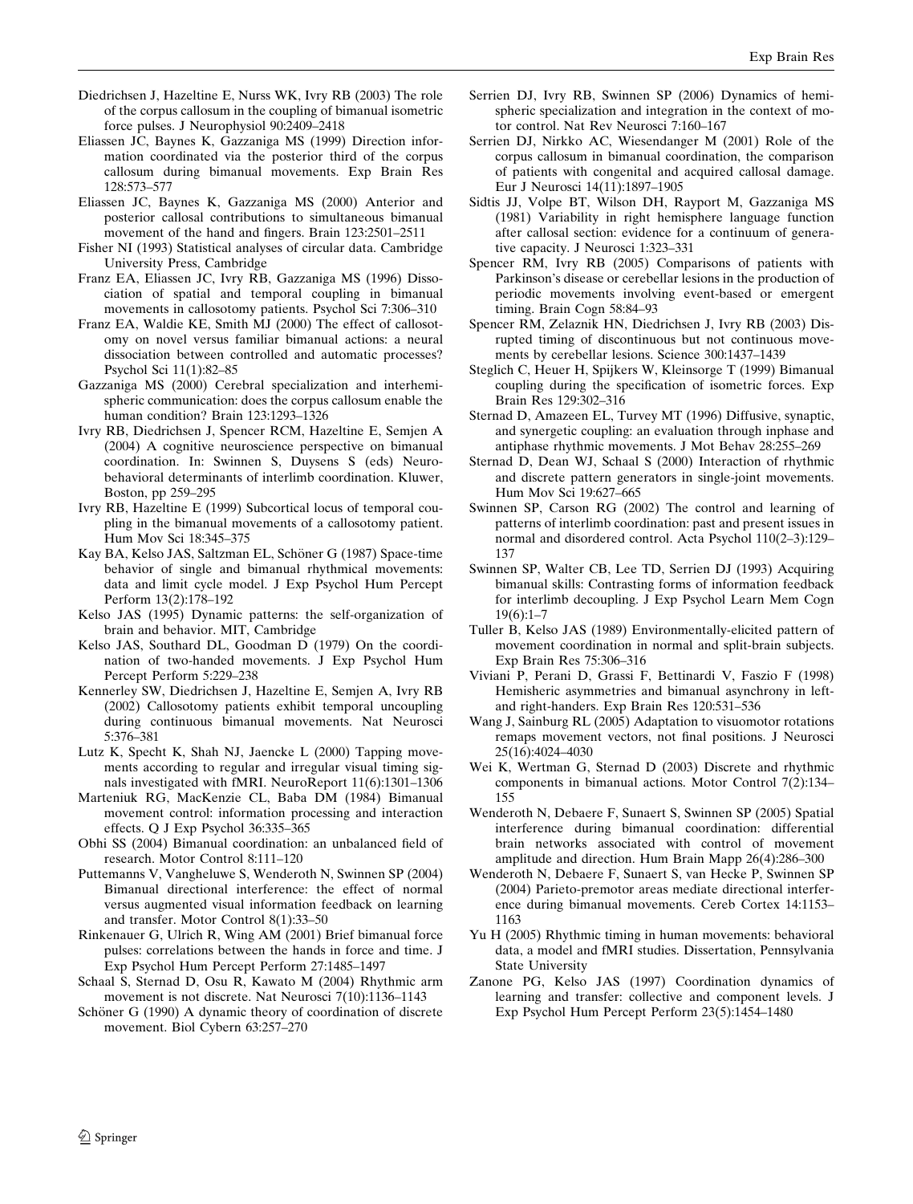Diedrichsen J, Hazeltine E, Nurss WK, Ivry RB (2003) The role of the corpus callosum in the coupling of bimanual isometric force pulses. J Neurophysiol 90:2409–2418

Eliassen JC, Baynes K, Gazzaniga MS (1999) Direction information coordinated via the posterior third of the corpus callosum during bimanual movements. Exp Brain Res 128:573–577

Eliassen JC, Baynes K, Gazzaniga MS (2000) Anterior and posterior callosal contributions to simultaneous bimanual movement of the hand and fingers. Brain 123:2501–2511

Fisher NI (1993) Statistical analyses of circular data. Cambridge University Press, Cambridge

Franz EA, Eliassen JC, Ivry RB, Gazzaniga MS (1996) Dissociation of spatial and temporal coupling in bimanual movements in callosotomy patients. Psychol Sci 7:306–310

Franz EA, Waldie KE, Smith MJ (2000) The effect of callosotomy on novel versus familiar bimanual actions: a neural dissociation between controlled and automatic processes? Psychol Sci 11(1):82–85

Gazzaniga MS (2000) Cerebral specialization and interhemispheric communication: does the corpus callosum enable the human condition? Brain 123:1293–1326

Ivry RB, Diedrichsen J, Spencer RCM, Hazeltine E, Semjen A (2004) A cognitive neuroscience perspective on bimanual coordination. In: Swinnen S, Duysens S (eds) Neurobehavioral determinants of interlimb coordination. Kluwer, Boston, pp 259–295

Ivry RB, Hazeltine E (1999) Subcortical locus of temporal coupling in the bimanual movements of a callosotomy patient. Hum Mov Sci 18:345–375

Kay BA, Kelso JAS, Saltzman EL, Schöner G (1987) Space-time behavior of single and bimanual rhythmical movements: data and limit cycle model. J Exp Psychol Hum Percept Perform 13(2):178–192

Kelso JAS (1995) Dynamic patterns: the self-organization of brain and behavior. MIT, Cambridge

Kelso JAS, Southard DL, Goodman D (1979) On the coordination of two-handed movements. J Exp Psychol Hum Percept Perform 5:229–238

Kennerley SW, Diedrichsen J, Hazeltine E, Semjen A, Ivry RB (2002) Callosotomy patients exhibit temporal uncoupling during continuous bimanual movements. Nat Neurosci 5:376–381

Lutz K, Specht K, Shah NJ, Jaencke L (2000) Tapping movements according to regular and irregular visual timing signals investigated with fMRI. NeuroReport 11(6):1301–1306

Marteniuk RG, MacKenzie CL, Baba DM (1984) Bimanual movement control: information processing and interaction effects. Q J Exp Psychol 36:335–365

Obhi SS (2004) Bimanual coordination: an unbalanced field of research. Motor Control 8:111–120

Puttemanns V, Vangheluwe S, Wenderoth N, Swinnen SP (2004) Bimanual directional interference: the effect of normal versus augmented visual information feedback on learning and transfer. Motor Control 8(1):33–50

Rinkenauer G, Ulrich R, Wing AM (2001) Brief bimanual force pulses: correlations between the hands in force and time. J Exp Psychol Hum Percept Perform 27:1485–1497

Schaal S, Sternad D, Osu R, Kawato M (2004) Rhythmic arm movement is not discrete. Nat Neurosci 7(10):1136–1143

Schöner G (1990) A dynamic theory of coordination of discrete movement. Biol Cybern 63:257–270

Serrien DJ, Ivry RB, Swinnen SP (2006) Dynamics of hemispheric specialization and integration in the context of motor control. Nat Rev Neurosci 7:160–167

Serrien DJ, Nirkko AC, Wiesendanger M (2001) Role of the corpus callosum in bimanual coordination, the comparison of patients with congenital and acquired callosal damage. Eur J Neurosci 14(11):1897–1905

Sidtis JJ, Volpe BT, Wilson DH, Rayport M, Gazzaniga MS (1981) Variability in right hemisphere language function after callosal section: evidence for a continuum of generative capacity. J Neurosci 1:323–331

Spencer RM, Ivry RB (2005) Comparisons of patients with Parkinson's disease or cerebellar lesions in the production of periodic movements involving event-based or emergent timing. Brain Cogn 58:84–93

Spencer RM, Zelaznik HN, Diedrichsen J, Ivry RB (2003) Disrupted timing of discontinuous but not continuous movements by cerebellar lesions. Science 300:1437–1439

Steglich C, Heuer H, Spijkers W, Kleinsorge T (1999) Bimanual coupling during the specification of isometric forces. Exp Brain Res 129:302–316

Sternad D, Amazeen EL, Turvey MT (1996) Diffusive, synaptic, and synergetic coupling: an evaluation through inphase and antiphase rhythmic movements. J Mot Behav 28:255–269

Sternad D, Dean WJ, Schaal S (2000) Interaction of rhythmic and discrete pattern generators in single-joint movements. Hum Mov Sci 19:627–665

Swinnen SP, Carson RG (2002) The control and learning of patterns of interlimb coordination: past and present issues in normal and disordered control. Acta Psychol 110(2–3):129–137

Swinnen SP, Walter CB, Lee TD, Serrien DJ (1993) Acquiring bimanual skills: Contrasting forms of information feedback for interlimb decoupling. J Exp Psychol Learn Mem Cogn 19(6):1–7

Tuller B, Kelso JAS (1989) Environmentally-elicited pattern of movement coordination in normal and split-brain subjects. Exp Brain Res 75:306–316

Viviani P, Perani D, Grassi F, Bettinardi V, Faszio F (1998) Hemisheric asymmetries and bimanual asynchrony in left- and right-handers. Exp Brain Res 120:531–536

Wang J, Sainburg RL (2005) Adaptation to visuomotor rotations remaps movement vectors, not final positions. J Neurosci 25(16):4024–4030

Wei K, Wertman G, Sternad D (2003) Discrete and rhythmic components in bimanual actions. Motor Control 7(2):134–155

Wenderoth N, Debaere F, Sunaert S, Swinnen SP (2005) Spatial interference during bimanual coordination: differential brain networks associated with control of movement amplitude and direction. Hum Brain Mapp 26(4):286–300

Wenderoth N, Debaere F, Sunaert S, van Hecke P, Swinnen SP (2004) Parieto-premotor areas mediate directional interference during bimanual movements. Cereb Cortex 14:1153–1163

Yu H (2005) Rhythmic timing in human movements: behavioral data, a model and fMRI studies. Dissertation, Pennsylvania State University

Zanone PG, Kelso JAS (1997) Coordination dynamics of learning and transfer: collective and component levels. J Exp Psychol Hum Percept Perform 23(5):1454–1480